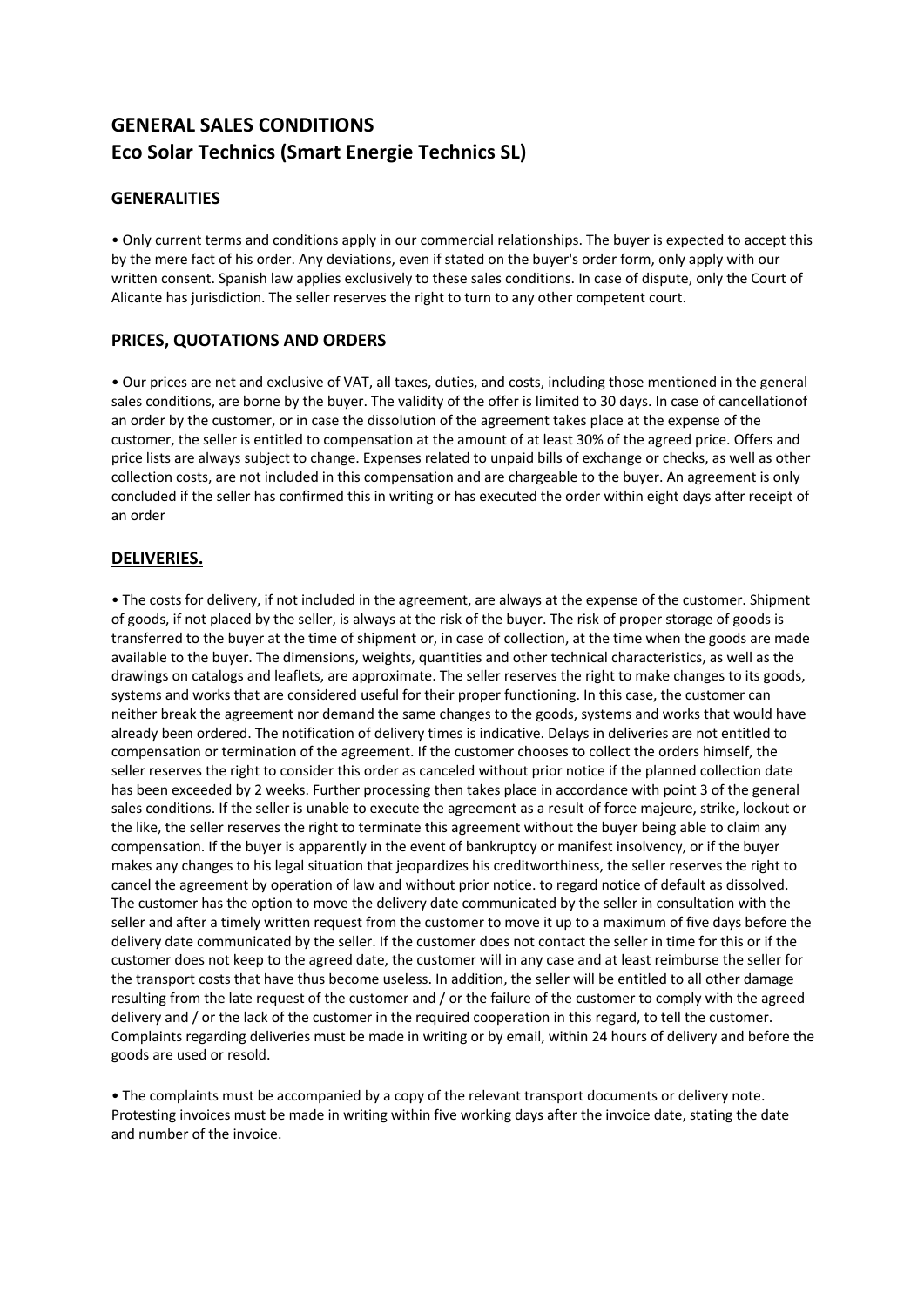# GENERAL SALES CONDITIONS
# Eco Solar Technics (Smart Energie Technics SL)

## GENERALITIES

• Only current terms and conditions apply in our commercial relationships. The buyer is expected to accept this by the mere fact of his order. Any deviations, even if stated on the buyer's order form, only apply with our written consent. Spanish law applies exclusively to these sales conditions. In case of dispute, only the Court of Alicante has jurisdiction. The seller reserves the right to turn to any other competent court.

## PRICES, QUOTATIONS AND ORDERS

• Our prices are net and exclusive of VAT, all taxes, duties, and costs, including those mentioned in the general sales conditions, are borne by the buyer. The validity of the offer is limited to 30 days. In case of cancellationof an order by the customer, or in case the dissolution of the agreement takes place at the expense of the customer, the seller is entitled to compensation at the amount of at least 30% of the agreed price. Offers and price lists are always subject to change. Expenses related to unpaid bills of exchange or checks, as well as other collection costs, are not included in this compensation and are chargeable to the buyer. An agreement is only concluded if the seller has confirmed this in writing or has executed the order within eight days after receipt of an order

## DELIVERIES.

• The costs for delivery, if not included in the agreement, are always at the expense of the customer. Shipment of goods, if not placed by the seller, is always at the risk of the buyer. The risk of proper storage of goods is transferred to the buyer at the time of shipment or, in case of collection, at the time when the goods are made available to the buyer. The dimensions, weights, quantities and other technical characteristics, as well as the drawings on catalogs and leaflets, are approximate. The seller reserves the right to make changes to its goods, systems and works that are considered useful for their proper functioning. In this case, the customer can neither break the agreement nor demand the same changes to the goods, systems and works that would have already been ordered. The notification of delivery times is indicative. Delays in deliveries are not entitled to compensation or termination of the agreement. If the customer chooses to collect the orders himself, the seller reserves the right to consider this order as canceled without prior notice if the planned collection date has been exceeded by 2 weeks. Further processing then takes place in accordance with point 3 of the general sales conditions. If the seller is unable to execute the agreement as a result of force majeure, strike, lockout or the like, the seller reserves the right to terminate this agreement without the buyer being able to claim any compensation. If the buyer is apparently in the event of bankruptcy or manifest insolvency, or if the buyer makes any changes to his legal situation that jeopardizes his creditworthiness, the seller reserves the right to cancel the agreement by operation of law and without prior notice. to regard notice of default as dissolved. The customer has the option to move the delivery date communicated by the seller in consultation with the seller and after a timely written request from the customer to move it up to a maximum of five days before the delivery date communicated by the seller. If the customer does not contact the seller in time for this or if the customer does not keep to the agreed date, the customer will in any case and at least reimburse the seller for the transport costs that have thus become useless. In addition, the seller will be entitled to all other damage resulting from the late request of the customer and / or the failure of the customer to comply with the agreed delivery and / or the lack of the customer in the required cooperation in this regard, to tell the customer. Complaints regarding deliveries must be made in writing or by email, within 24 hours of delivery and before the goods are used or resold.

• The complaints must be accompanied by a copy of the relevant transport documents or delivery note. Protesting invoices must be made in writing within five working days after the invoice date, stating the date and number of the invoice.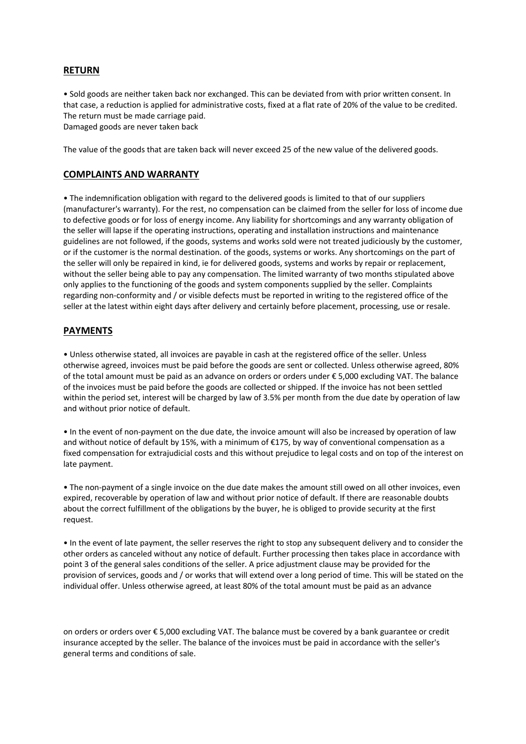## RETURN

- Sold goods are neither taken back nor exchanged. This can be deviated from with prior written consent. In that case, a reduction is applied for administrative costs, fixed at a flat rate of 20% of the value to be credited. The return must be made carriage paid.
Damaged goods are never taken back

The value of the goods that are taken back will never exceed 25 of the new value of the delivered goods.

## COMPLAINTS AND WARRANTY

- The indemnification obligation with regard to the delivered goods is limited to that of our suppliers (manufacturer's warranty). For the rest, no compensation can be claimed from the seller for loss of income due to defective goods or for loss of energy income. Any liability for shortcomings and any warranty obligation of the seller will lapse if the operating instructions, operating and installation instructions and maintenance guidelines are not followed, if the goods, systems and works sold were not treated judiciously by the customer, or if the customer is the normal destination. of the goods, systems or works. Any shortcomings on the part of the seller will only be repaired in kind, ie for delivered goods, systems and works by repair or replacement, without the seller being able to pay any compensation. The limited warranty of two months stipulated above only applies to the functioning of the goods and system components supplied by the seller. Complaints regarding non-conformity and / or visible defects must be reported in writing to the registered office of the seller at the latest within eight days after delivery and certainly before placement, processing, use or resale.

## PAYMENTS

- Unless otherwise stated, all invoices are payable in cash at the registered office of the seller. Unless otherwise agreed, invoices must be paid before the goods are sent or collected. Unless otherwise agreed, 80% of the total amount must be paid as an advance on orders or orders under € 5,000 excluding VAT. The balance of the invoices must be paid before the goods are collected or shipped. If the invoice has not been settled within the period set, interest will be charged by law of 3.5% per month from the due date by operation of law and without prior notice of default.

- In the event of non-payment on the due date, the invoice amount will also be increased by operation of law and without notice of default by 15%, with a minimum of €175, by way of conventional compensation as a fixed compensation for extrajudicial costs and this without prejudice to legal costs and on top of the interest on late payment.

- The non-payment of a single invoice on the due date makes the amount still owed on all other invoices, even expired, recoverable by operation of law and without prior notice of default. If there are reasonable doubts about the correct fulfillment of the obligations by the buyer, he is obliged to provide security at the first request.

- In the event of late payment, the seller reserves the right to stop any subsequent delivery and to consider the other orders as canceled without any notice of default. Further processing then takes place in accordance with point 3 of the general sales conditions of the seller. A price adjustment clause may be provided for the provision of services, goods and / or works that will extend over a long period of time. This will be stated on the individual offer. Unless otherwise agreed, at least 80% of the total amount must be paid as an advance on orders or orders over € 5,000 excluding VAT. The balance must be covered by a bank guarantee or credit insurance accepted by the seller. The balance of the invoices must be paid in accordance with the seller's general terms and conditions of sale.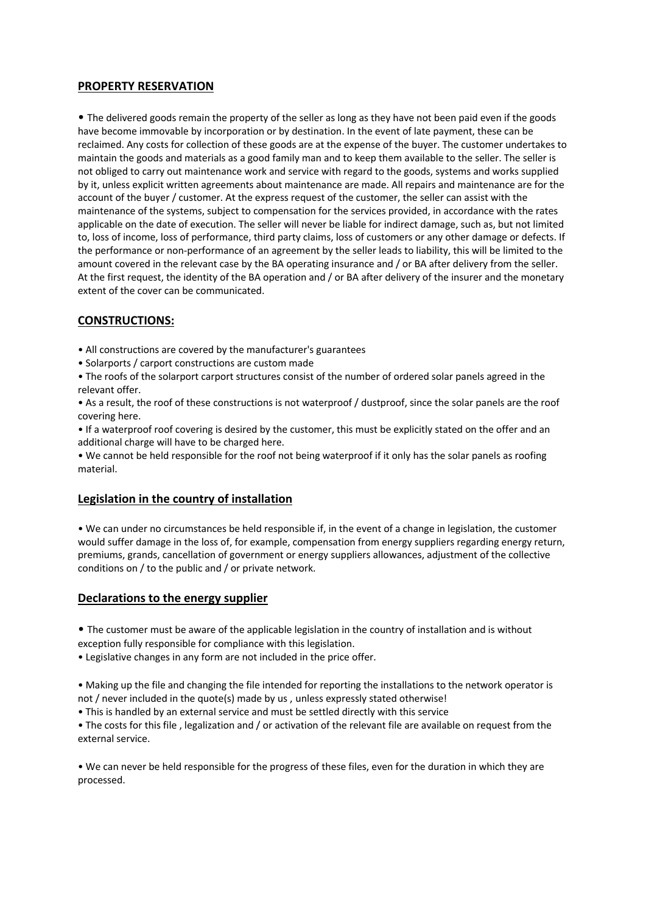## **PROPERTY RESERVATION**

- The delivered goods remain the property of the seller as long as they have not been paid even if the goods have become immovable by incorporation or by destination. In the event of late payment, these can be reclaimed. Any costs for collection of these goods are at the expense of the buyer. The customer undertakes to maintain the goods and materials as a good family man and to keep them available to the seller. The seller is not obliged to carry out maintenance work and service with regard to the goods, systems and works supplied by it, unless explicit written agreements about maintenance are made. All repairs and maintenance are for the account of the buyer / customer. At the express request of the customer, the seller can assist with the maintenance of the systems, subject to compensation for the services provided, in accordance with the rates applicable on the date of execution. The seller will never be liable for indirect damage, such as, but not limited to, loss of income, loss of performance, third party claims, loss of customers or any other damage or defects. If the performance or non-performance of an agreement by the seller leads to liability, this will be limited to the amount covered in the relevant case by the BA operating insurance and / or BA after delivery from the seller. At the first request, the identity of the BA operation and / or BA after delivery of the insurer and the monetary extent of the cover can be communicated.

## **CONSTRUCTIONS:**

- All constructions are covered by the manufacturer's guarantees
- Solarports / carport constructions are custom made
- The roofs of the solarport carport structures consist of the number of ordered solar panels agreed in the relevant offer.
- As a result, the roof of these constructions is not waterproof / dustproof, since the solar panels are the roof covering here.
- If a waterproof roof covering is desired by the customer, this must be explicitly stated on the offer and an additional charge will have to be charged here.
- We cannot be held responsible for the roof not being waterproof if it only has the solar panels as roofing material.

## **Legislation in the country of installation**

- We can under no circumstances be held responsible if, in the event of a change in legislation, the customer would suffer damage in the loss of, for example, compensation from energy suppliers regarding energy return, premiums, grands, cancellation of government or energy suppliers allowances, adjustment of the collective conditions on / to the public and / or private network.

## **Declarations to the energy supplier**

- The customer must be aware of the applicable legislation in the country of installation and is without exception fully responsible for compliance with this legislation.
- Legislative changes in any form are not included in the price offer.

- Making up the file and changing the file intended for reporting the installations to the network operator is not / never included in the quote(s) made by us , unless expressly stated otherwise!
- This is handled by an external service and must be settled directly with this service
- The costs for this file , legalization and / or activation of the relevant file are available on request from the external service.

- We can never be held responsible for the progress of these files, even for the duration in which they are processed.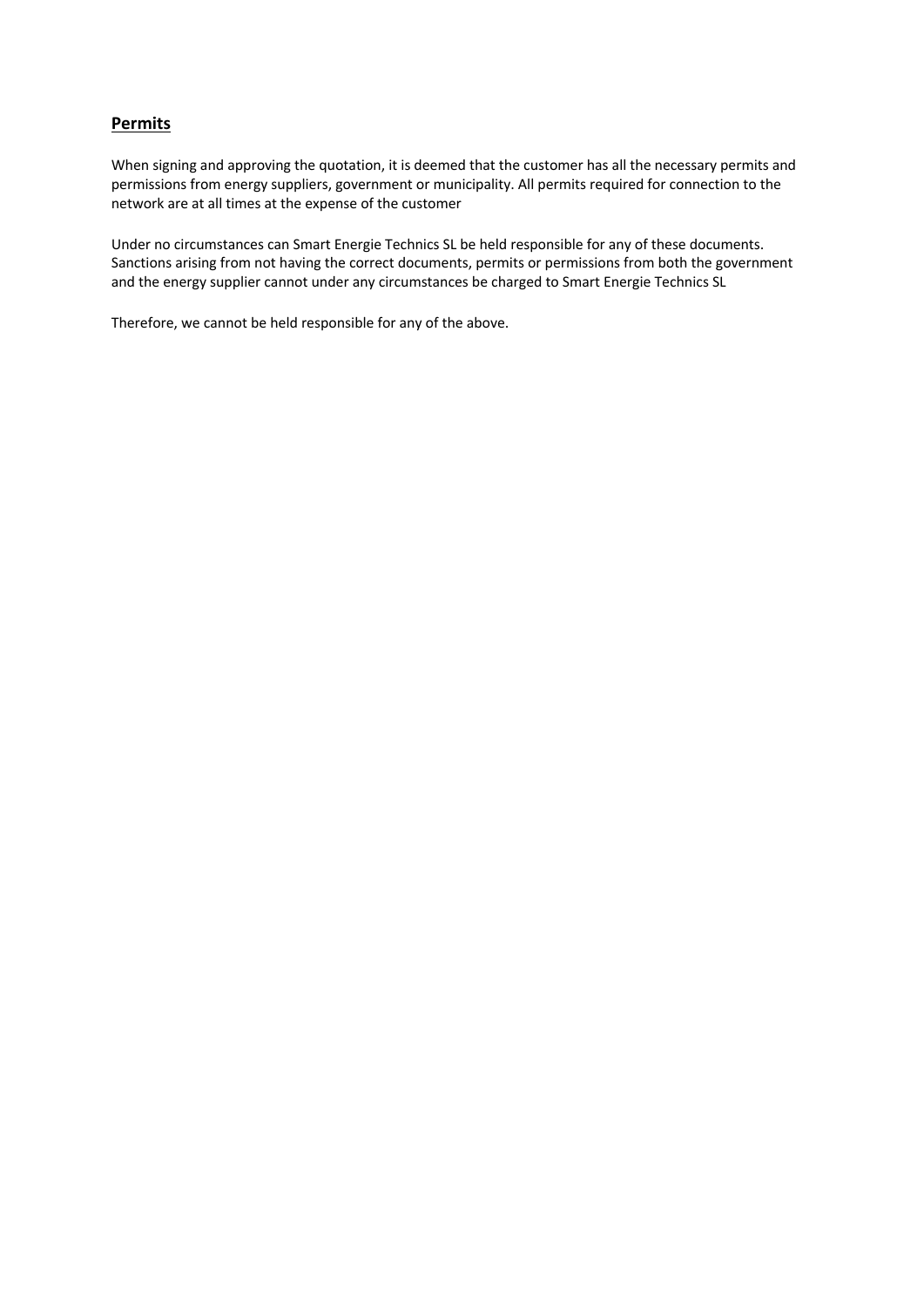## Permits

When signing and approving the quotation, it is deemed that the customer has all the necessary permits and permissions from energy suppliers, government or municipality. All permits required for connection to the network are at all times at the expense of the customer

Under no circumstances can Smart Energie Technics SL be held responsible for any of these documents. Sanctions arising from not having the correct documents, permits or permissions from both the government and the energy supplier cannot under any circumstances be charged to Smart Energie Technics SL

Therefore, we cannot be held responsible for any of the above.